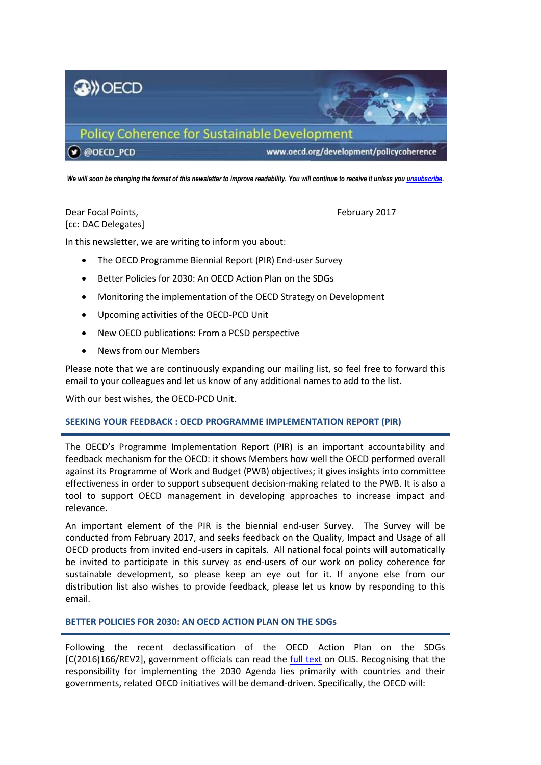OECD

Policy Coherence for Sustainable Development

@OECD_PCD www.oecd.org/development/policycoherence

***We will soon be changing the format of this newsletter to improve readability. You will continue to receive it unless you [unsubscribe](#).***

Dear Focal Points, February 2017
[cc: DAC Delegates]

In this newsletter, we are writing to inform you about:

- The OECD Programme Biennial Report (PIR) End-user Survey
- Better Policies for 2030: An OECD Action Plan on the SDGs
- Monitoring the implementation of the OECD Strategy on Development
- Upcoming activities of the OECD-PCD Unit
- New OECD publications: From a PCSD perspective
- News from our Members

Please note that we are continuously expanding our mailing list, so feel free to forward this email to your colleagues and let us know of any additional names to add to the list.

With our best wishes, the OECD-PCD Unit.

## SEEKING YOUR FEEDBACK : OECD PROGRAMME IMPLEMENTATION REPORT (PIR)

The OECD's Programme Implementation Report (PIR) is an important accountability and feedback mechanism for the OECD: it shows Members how well the OECD performed overall against its Programme of Work and Budget (PWB) objectives; it gives insights into committee effectiveness in order to support subsequent decision-making related to the PWB. It is also a tool to support OECD management in developing approaches to increase impact and relevance.

An important element of the PIR is the biennial end-user Survey. The Survey will be conducted from February 2017, and seeks feedback on the Quality, Impact and Usage of all OECD products from invited end-users in capitals. All national focal points will automatically be invited to participate in this survey as end-users of our work on policy coherence for sustainable development, so please keep an eye out for it. If anyone else from our distribution list also wishes to provide feedback, please let us know by responding to this email.

## BETTER POLICIES FOR 2030: AN OECD ACTION PLAN ON THE SDGs

Following the recent declassification of the OECD Action Plan on the SDGs [C(2016)166/REV2], government officials can read the [full text](#) on OLIS. Recognising that the responsibility for implementing the 2030 Agenda lies primarily with countries and their governments, related OECD initiatives will be demand-driven. Specifically, the OECD will: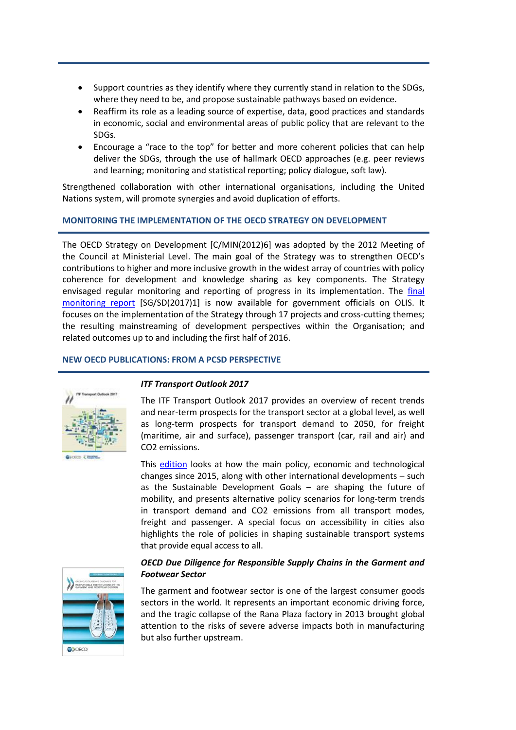- Support countries as they identify where they currently stand in relation to the SDGs, where they need to be, and propose sustainable pathways based on evidence.
- Reaffirm its role as a leading source of expertise, data, good practices and standards in economic, social and environmental areas of public policy that are relevant to the SDGs.
- Encourage a "race to the top" for better and more coherent policies that can help deliver the SDGs, through the use of hallmark OECD approaches (e.g. peer reviews and learning; monitoring and statistical reporting; policy dialogue, soft law).

Strengthened collaboration with other international organisations, including the United Nations system, will promote synergies and avoid duplication of efforts.

## MONITORING THE IMPLEMENTATION OF THE OECD STRATEGY ON DEVELOPMENT

The OECD Strategy on Development [C/MIN(2012)6] was adopted by the 2012 Meeting of the Council at Ministerial Level. The main goal of the Strategy was to strengthen OECD's contributions to higher and more inclusive growth in the widest array of countries with policy coherence for development and knowledge sharing as key components. The Strategy envisaged regular monitoring and reporting of progress in its implementation. The final monitoring report [SG/SD(2017)1] is now available for government officials on OLIS. It focuses on the implementation of the Strategy through 17 projects and cross-cutting themes; the resulting mainstreaming of development perspectives within the Organisation; and related outcomes up to and including the first half of 2016.

## NEW OECD PUBLICATIONS: FROM A PCSD PERSPECTIVE

***ITF Transport Outlook 2017***

The ITF Transport Outlook 2017 provides an overview of recent trends and near-term prospects for the transport sector at a global level, as well as long-term prospects for transport demand to 2050, for freight (maritime, air and surface), passenger transport (car, rail and air) and $CO_2$ emissions.

This edition looks at how the main policy, economic and technological changes since 2015, along with other international developments – such as the Sustainable Development Goals – are shaping the future of mobility, and presents alternative policy scenarios for long-term trends in transport demand and $CO_2$ emissions from all transport modes, freight and passenger. A special focus on accessibility in cities also highlights the role of policies in shaping sustainable transport systems that provide equal access to all.

***OECD Due Diligence for Responsible Supply Chains in the Garment and Footwear Sector***

The garment and footwear sector is one of the largest consumer goods sectors in the world. It represents an important economic driving force, and the tragic collapse of the Rana Plaza factory in 2013 brought global attention to the risks of severe adverse impacts both in manufacturing but also further upstream.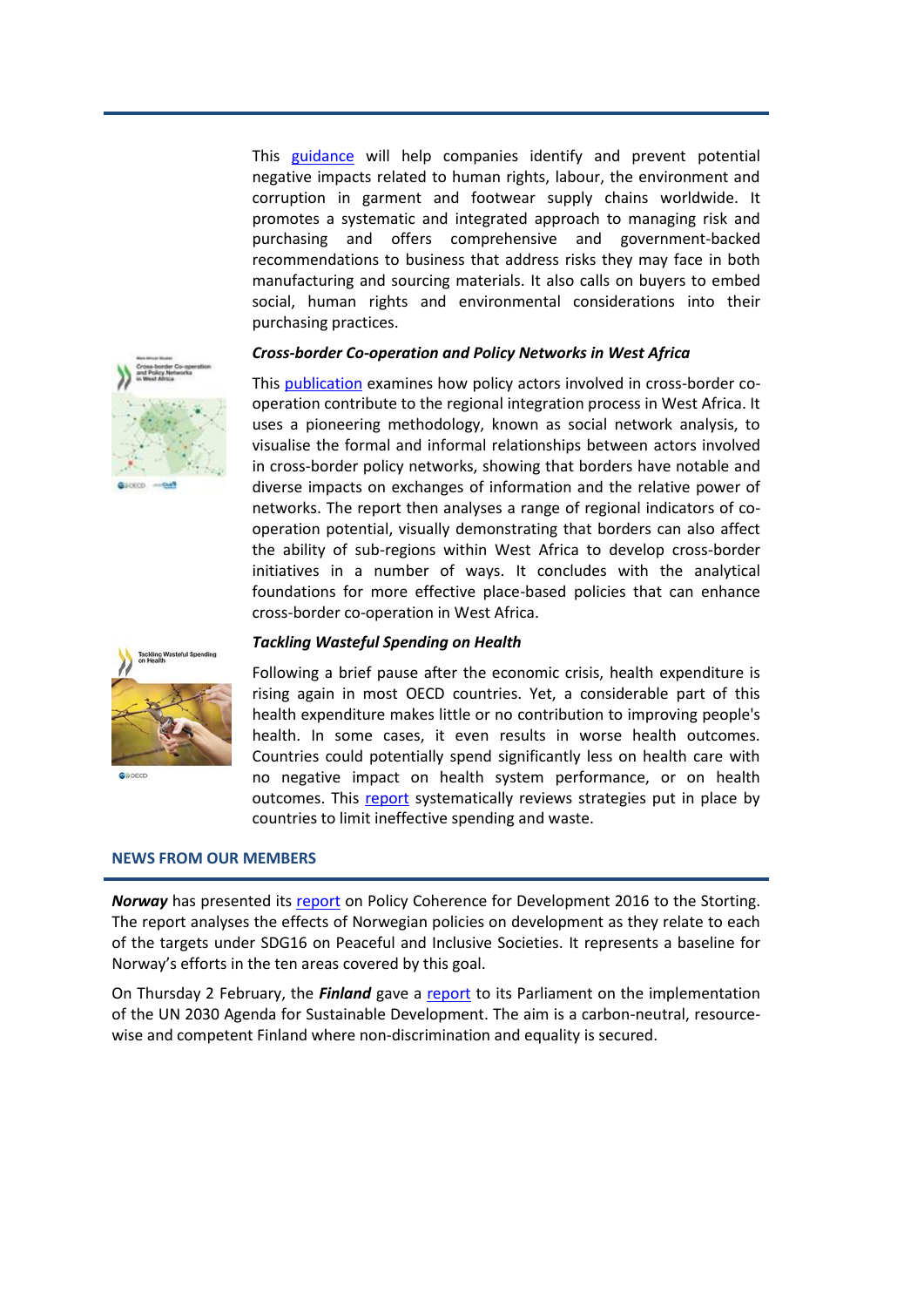This guidance will help companies identify and prevent potential negative impacts related to human rights, labour, the environment and corruption in garment and footwear supply chains worldwide. It promotes a systematic and integrated approach to managing risk and purchasing and offers comprehensive and government-backed recommendations to business that address risks they may face in both manufacturing and sourcing materials. It also calls on buyers to embed social, human rights and environmental considerations into their purchasing practices.

***Cross-border Co-operation and Policy Networks in West Africa***

This publication examines how policy actors involved in cross-border co-operation contribute to the regional integration process in West Africa. It uses a pioneering methodology, known as social network analysis, to visualise the formal and informal relationships between actors involved in cross-border policy networks, showing that borders have notable and diverse impacts on exchanges of information and the relative power of networks. The report then analyses a range of regional indicators of co-operation potential, visually demonstrating that borders can also affect the ability of sub-regions within West Africa to develop cross-border initiatives in a number of ways. It concludes with the analytical foundations for more effective place-based policies that can enhance cross-border co-operation in West Africa.

***Tackling Wasteful Spending on Health***

Following a brief pause after the economic crisis, health expenditure is rising again in most OECD countries. Yet, a considerable part of this health expenditure makes little or no contribution to improving people's health. In some cases, it even results in worse health outcomes. Countries could potentially spend significantly less on health care with no negative impact on health system performance, or on health outcomes. This report systematically reviews strategies put in place by countries to limit ineffective spending and waste.

## NEWS FROM OUR MEMBERS

***Norway*** has presented its report on Policy Coherence for Development 2016 to the Storting. The report analyses the effects of Norwegian policies on development as they relate to each of the targets under SDG16 on Peaceful and Inclusive Societies. It represents a baseline for Norway's efforts in the ten areas covered by this goal.

On Thursday 2 February, the ***Finland*** gave a report to its Parliament on the implementation of the UN 2030 Agenda for Sustainable Development. The aim is a carbon-neutral, resource-wise and competent Finland where non-discrimination and equality is secured.